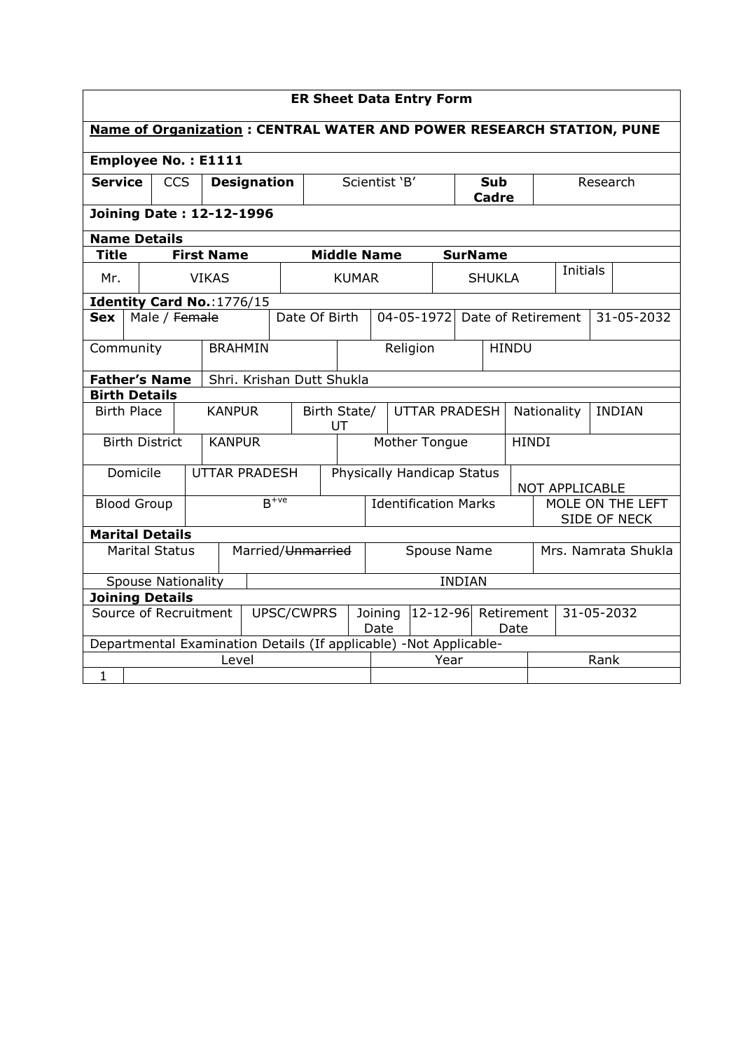# ER Sheet Data Entry Form

**Name of Organization : CENTRAL WATER AND POWER RESEARCH STATION, PUNE**

**Employee No. : E1111**

| **Service** | CCS | **Designation** | Scientist 'B' | **Sub Cadre** | Research |
|---|---|---|---|---|---|

**Joining Date : 12-12-1996**

**Name Details**

| **Title** | **First Name** | **Middle Name** | **SurName** | | |
|---|---|---|---|---|---|
| Mr. | VIKAS | KUMAR | SHUKLA | Initials | |

**Identity Card No.**:1776/15

| **Sex** | Male / ~~Female~~ | Date Of Birth | 04-05-1972 | Date of Retirement | 31-05-2032 |
|---|---|---|---|---|---|

| Community | BRAHMIN | Religion | HINDU |
|---|---|---|---|

| **Father's Name** | Shri. Krishan Dutt Shukla |
|---|---|

**Birth Details**

| Birth Place | KANPUR | Birth State/ UT | UTTAR PRADESH | Nationality | INDIAN |
|---|---|---|---|---|---|
| Birth District | KANPUR | Mother Tongue | HINDI | | |
| Domicile | UTTAR PRADESH | Physically Handicap Status | NOT APPLICABLE | | |
| Blood Group | $B^{+ve}$ | Identification Marks | MOLE ON THE LEFT SIDE OF NECK | | |

**Marital Details**

| Marital Status | Married/~~Unmarried~~ | Spouse Name | Mrs. Namrata Shukla |
|---|---|---|---|
| Spouse Nationality | INDIAN | | |

**Joining Details**

| Source of Recruitment | UPSC/CWPRS | Joining Date | 12-12-96 | Retirement Date | 31-05-2032 |
|---|---|---|---|---|---|

Departmental Examination Details (If applicable) -Not Applicable-

| | Level | Year | Rank |
|---|---|---|---|
| 1 | | | |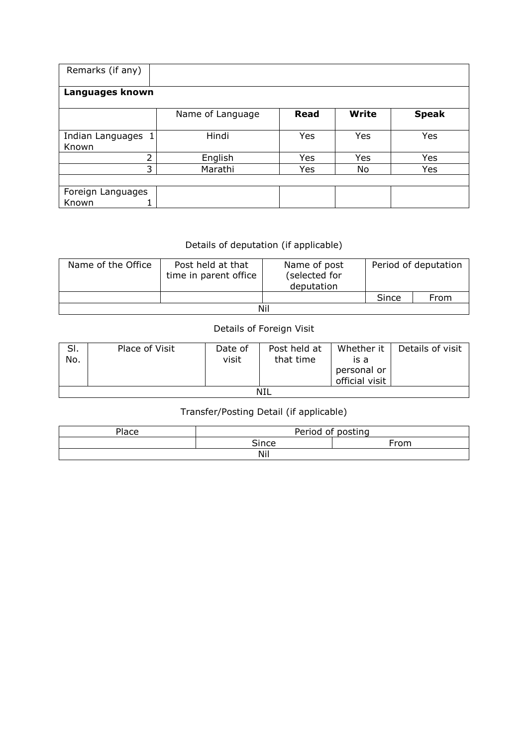| Remarks (if any) | | | | |
|---|---|---|---|---|
| **Languages known** | | | | |
| | Name of Language | **Read** | **Write** | **Speak** |
| Indian Languages Known 1 | Hindi | Yes | Yes | Yes |
| 2 | English | Yes | Yes | Yes |
| 3 | Marathi | Yes | No | Yes |
| | | | | |
| Foreign Languages Known 1 | | | | |

Details of deputation (if applicable)

| Name of the Office | Post held at that time in parent office | Name of post (selected for deputation | Period of deputation | |
|---|---|---|---|---|
| | | | Since | From |
| Nil | | | | |

Details of Foreign Visit

| Sl. No. | Place of Visit | Date of visit | Post held at that time | Whether it is a personal or official visit | Details of visit |
|---|---|---|---|---|---|
| NIL | | | | | |

Transfer/Posting Detail (if applicable)

| Place | Period of posting | |
|---|---|---|
| | Since | From |
| Nil | | |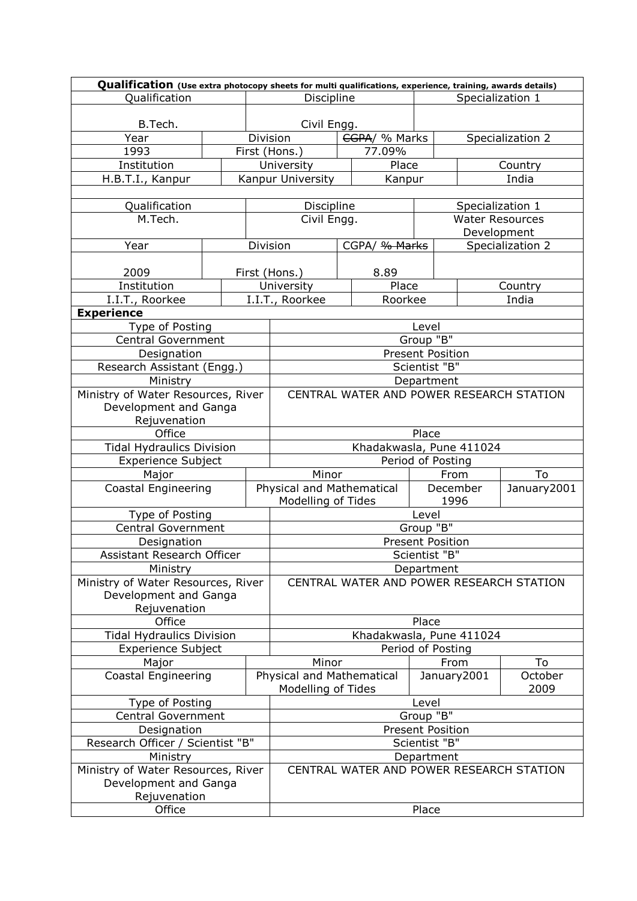**Qualification** (Use extra photocopy sheets for multi qualifications, experience, training, awards details)

| Qualification | Discipline | | Specialization 1 |
|---|---|---|---|
| B.Tech. | Civil Engg. | | |
| Year | Division | ~~CGPA~~/ % Marks | Specialization 2 |
| 1993 | First (Hons.) | 77.09% | |

| Institution | University | Place | Country |
|---|---|---|---|
| H.B.T.I., Kanpur | Kanpur University | Kanpur | India |

| Qualification | Discipline | | Specialization 1 |
|---|---|---|---|
| M.Tech. | Civil Engg. | | Water Resources Development |
| Year | Division | CGPA/ ~~% Marks~~ | Specialization 2 |
| 2009 | First (Hons.) | 8.89 | |

| Institution | University | Place | Country |
|---|---|---|---|
| I.I.T., Roorkee | I.I.T., Roorkee | Roorkee | India |

**Experience**

| Type of Posting | Level |
|---|---|
| Central Government | Group "B" |
| Designation | Present Position |
| Research Assistant (Engg.) | Scientist "B" |
| Ministry | Department |
| Ministry of Water Resources, River Development and Ganga Rejuvenation | CENTRAL WATER AND POWER RESEARCH STATION |
| Office | Place |
| Tidal Hydraulics Division | Khadakwasla, Pune 411024 |
| Experience Subject | Period of Posting |

| Major | Minor | From | To |
|---|---|---|---|
| Coastal Engineering | Physical and Mathematical Modelling of Tides | December 1996 | January2001 |

| Type of Posting | Level |
|---|---|
| Central Government | Group "B" |
| Designation | Present Position |
| Assistant Research Officer | Scientist "B" |
| Ministry | Department |
| Ministry of Water Resources, River Development and Ganga Rejuvenation | CENTRAL WATER AND POWER RESEARCH STATION |
| Office | Place |
| Tidal Hydraulics Division | Khadakwasla, Pune 411024 |
| Experience Subject | Period of Posting |

| Major | Minor | From | To |
|---|---|---|---|
| Coastal Engineering | Physical and Mathematical Modelling of Tides | January2001 | October 2009 |

| Type of Posting | Level |
|---|---|
| Central Government | Group "B" |
| Designation | Present Position |
| Research Officer / Scientist "B" | Scientist "B" |
| Ministry | Department |
| Ministry of Water Resources, River Development and Ganga Rejuvenation | CENTRAL WATER AND POWER RESEARCH STATION |
| Office | Place |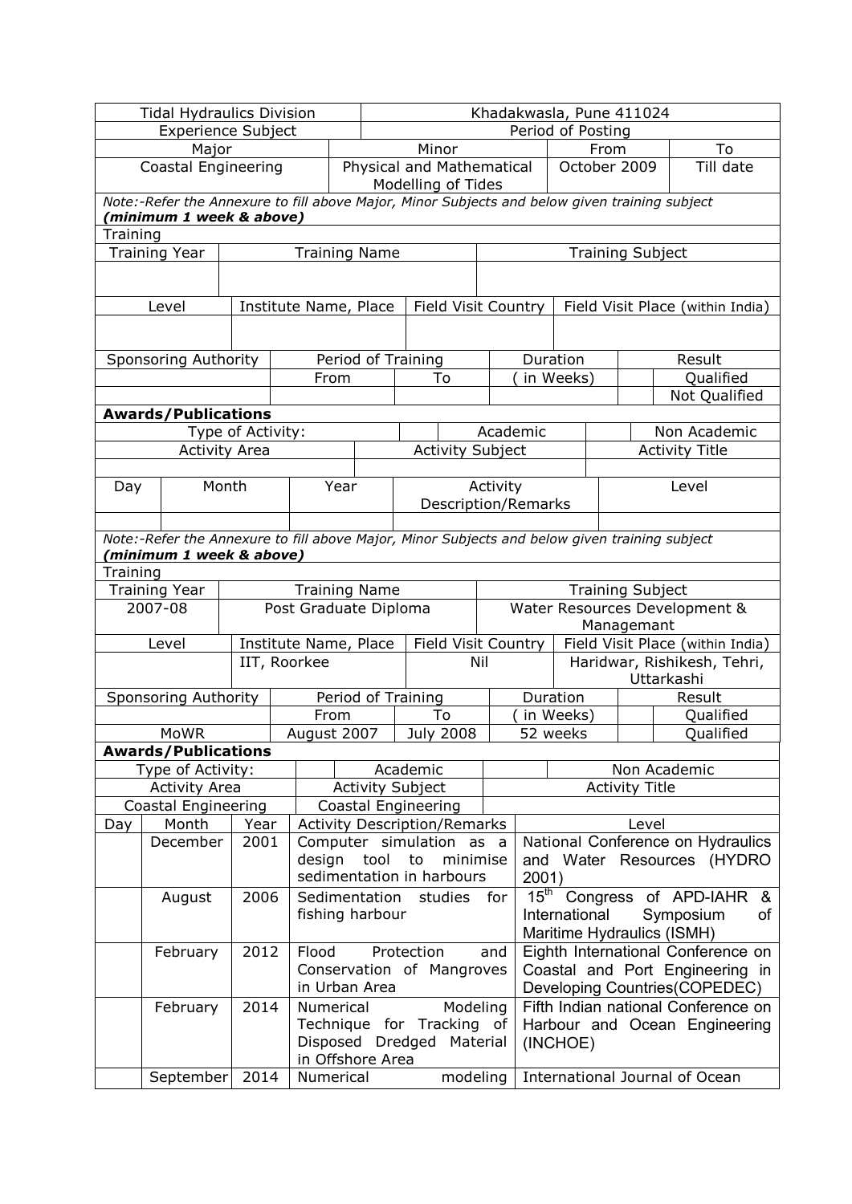| Tidal Hydraulics Division | | Khadakwasla, Pune 411024 | |
|---|---|---|---|
| Experience Subject | | Period of Posting | |
| Major | Minor | From | To |
| Coastal Engineering | Physical and Mathematical Modelling of Tides | October 2009 | Till date |

*Note:-Refer the Annexure to fill above Major, Minor Subjects and below given training subject **(minimum 1 week & above)***

**Training**

| Training Year | Training Name | Training Subject |
|---|---|---|
| | | |

| Level | Institute Name, Place | Field Visit Country | Field Visit Place (within India) |
|---|---|---|---|
| | | | |

| Sponsoring Authority | Period of Training | | Duration | Result | |
|---|---|---|---|---|---|
| | From | To | ( in Weeks) | | Qualified |
| | | | | | Not Qualified |

**Awards/Publications**

| Type of Activity: | | Academic | | Non Academic |
|---|---|---|---|---|
| Activity Area | Activity Subject | | Activity Title | |
| | | | | |

| Day | Month | Year | Activity Description/Remarks | Level |
|---|---|---|---|---|
| | | | | |

*Note:-Refer the Annexure to fill above Major, Minor Subjects and below given training subject **(minimum 1 week & above)***

**Training**

| Training Year | Training Name | Training Subject |
|---|---|---|
| 2007-08 | Post Graduate Diploma | Water Resources Development & Managemant |

| Level | Institute Name, Place | Field Visit Country | Field Visit Place (within India) |
|---|---|---|---|
| | IIT, Roorkee | Nil | Haridwar, Rishikesh, Tehri, Uttarkashi |

| Sponsoring Authority | Period of Training | | Duration | Result | |
|---|---|---|---|---|---|
| | From | To | ( in Weeks) | | Qualified |
| MoWR | August 2007 | July 2008 | 52 weeks | | Qualified |

**Awards/Publications**

| Type of Activity: | | Academic | | Non Academic |
|---|---|---|---|---|
| Activity Area | Activity Subject | | Activity Title | |
| Coastal Engineering | Coastal Engineering | | | |

| Day | Month | Year | Activity Description/Remarks | Level |
|---|---|---|---|---|
| | December | 2001 | Computer simulation as a design tool to minimise sedimentation in harbours | National Conference on Hydraulics and Water Resources (HYDRO 2001) |
| | August | 2006 | Sedimentation studies for fishing harbour | 15th Congress of APD-IAHR & International Symposium of Maritime Hydraulics (ISMH) |
| | February | 2012 | Flood Protection and Conservation of Mangroves in Urban Area | Eighth International Conference on Coastal and Port Engineering in Developing Countries(COPEDEC) |
| | February | 2014 | Numerical Modeling Technique for Tracking of Disposed Dredged Material in Offshore Area | Fifth Indian national Conference on Harbour and Ocean Engineering (INCHOE) |
| | September | 2014 | Numerical modeling | International Journal of Ocean |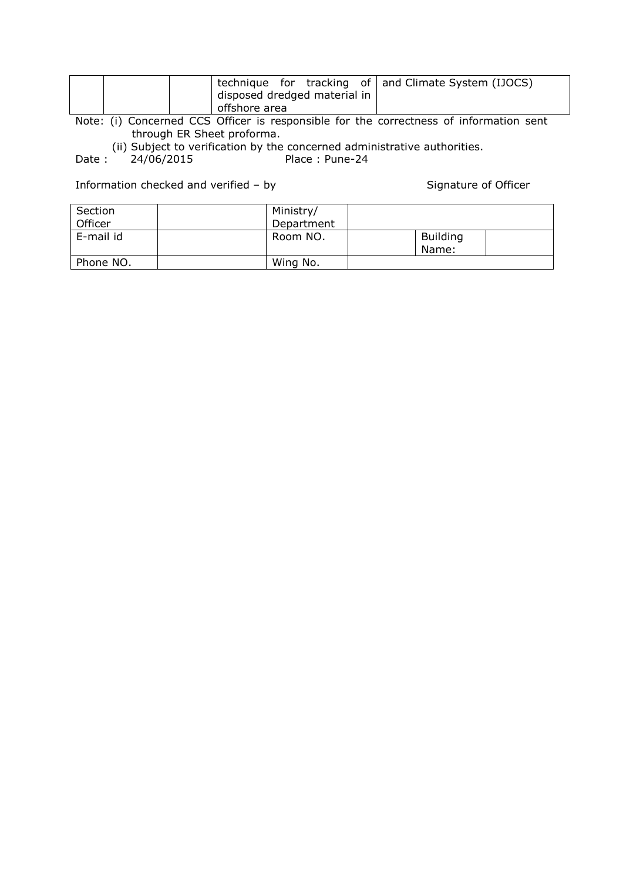| | | | | |
|---|---|---|---|---|
| | | | technique for tracking of disposed dredged material in offshore area | and Climate System (IJOCS) |

Note: (i) Concerned CCS Officer is responsible for the correctness of information sent through ER Sheet proforma.

(ii) Subject to verification by the concerned administrative authorities.

Date : 24/06/2015 Place : Pune-24

Information checked and verified – by Signature of Officer

| | | | | | |
|---|---|---|---|---|---|
| Section Officer | | Ministry/ Department | | | |
| E-mail id | | Room NO. | | Building Name: | |
| Phone NO. | | Wing No. | | | |